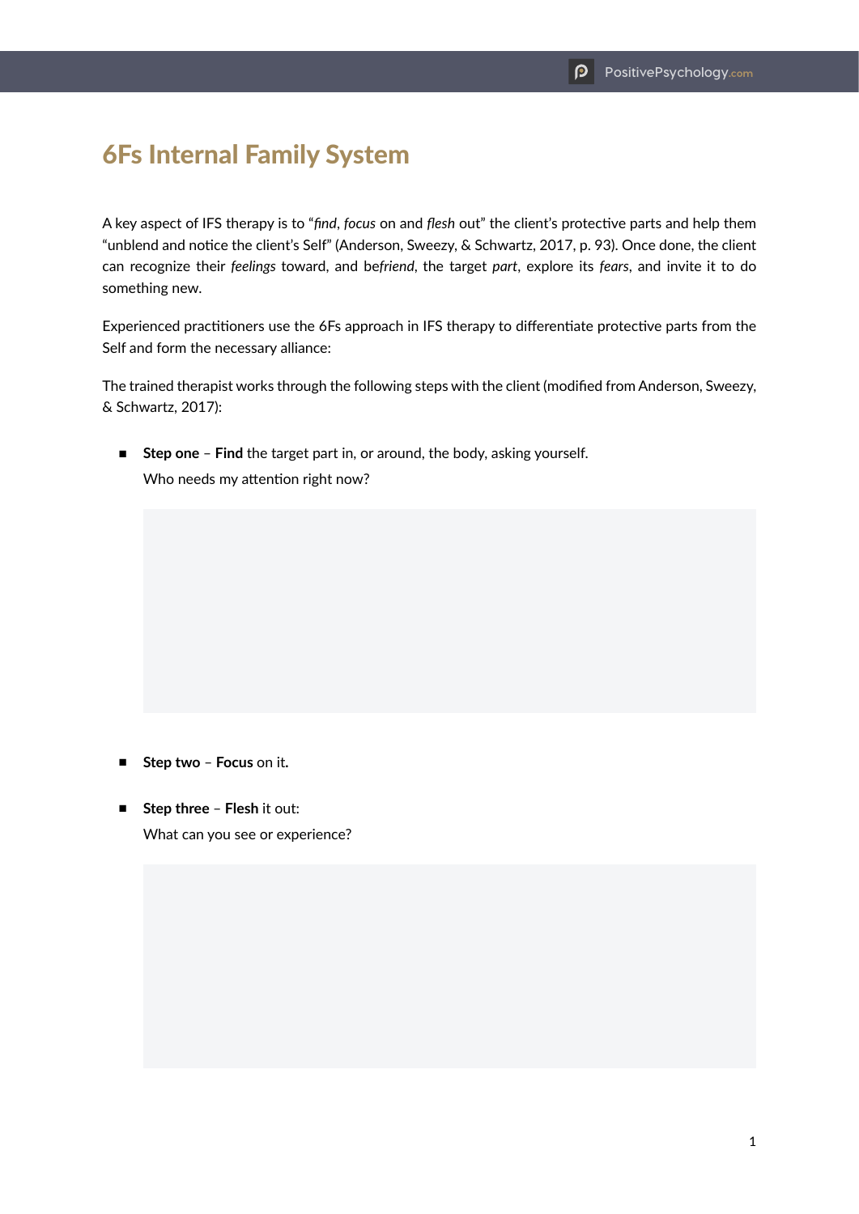# 6Fs Internal Family System

A key aspect of IFS therapy is to "*find*, *focus* on and *flesh* out" the client's protective parts and help them "unblend and notice the client's Self" (Anderson, Sweezy, & Schwartz, 2017, p. 93). Once done, the client can recognize their *feelings* toward, and be*friend*, the target *part*, explore its *fears*, and invite it to do something new.

Experienced practitioners use the 6Fs approach in IFS therapy to differentiate protective parts from the Self and form the necessary alliance:

The trained therapist works through the following steps with the client (modified from Anderson, Sweezy, & Schwartz, 2017):

- **Step one** – **Find** the target part in, or around, the body, asking yourself.

  Who needs my attention right now?

- **Step two** – **Focus** on it.

- **Step three** – **Flesh** it out:

  What can you see or experience?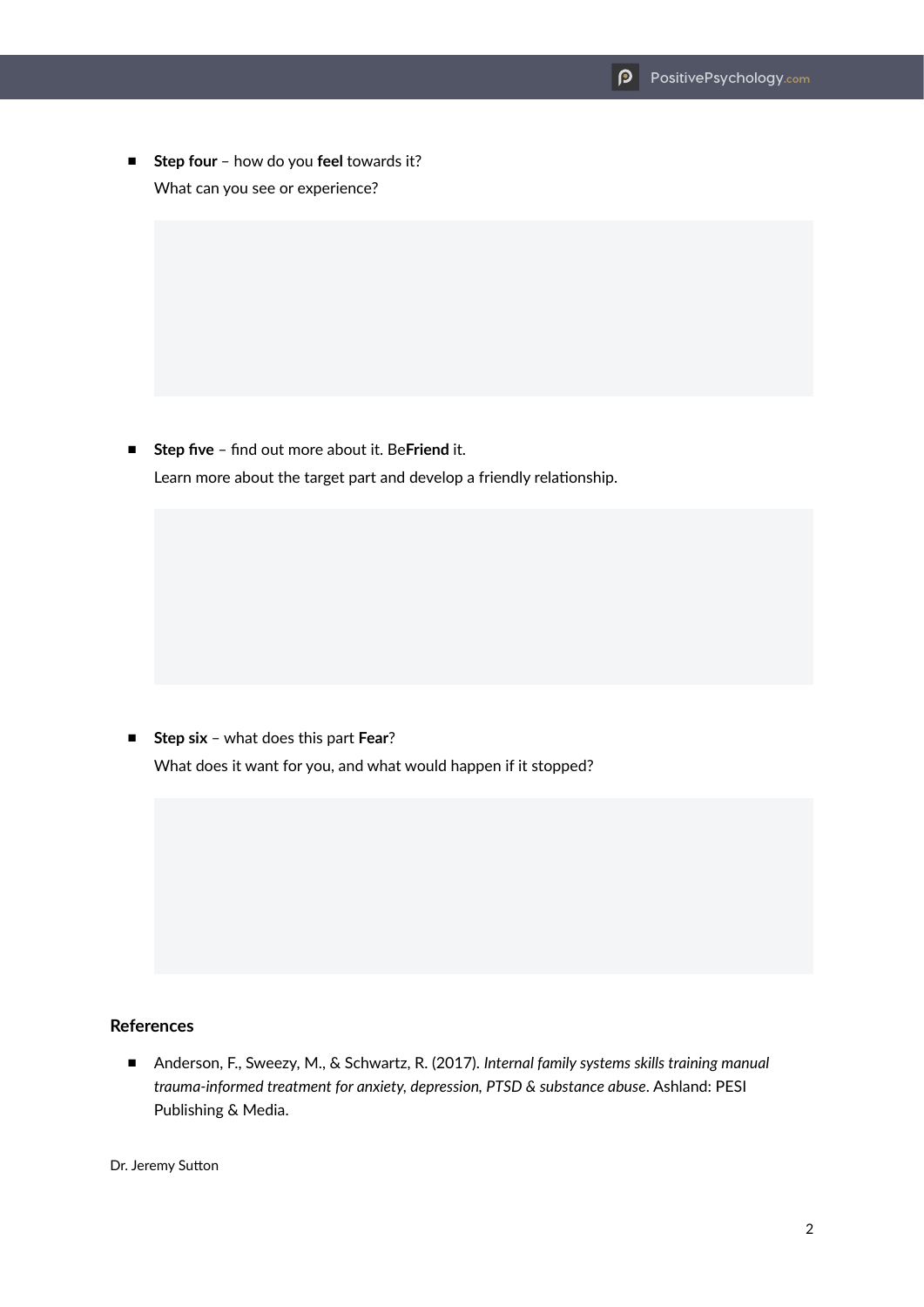- **Step four** – how do you **feel** towards it?

  What can you see or experience?

- **Step five** – find out more about it. Be**Friend** it.

  Learn more about the target part and develop a friendly relationship.

- **Step six** – what does this part **Fear**?

  What does it want for you, and what would happen if it stopped?

## References

- Anderson, F., Sweezy, M., & Schwartz, R. (2017). *Internal family systems skills training manual trauma-informed treatment for anxiety, depression, PTSD & substance abuse*. Ashland: PESI Publishing & Media.

Dr. Jeremy Sutton